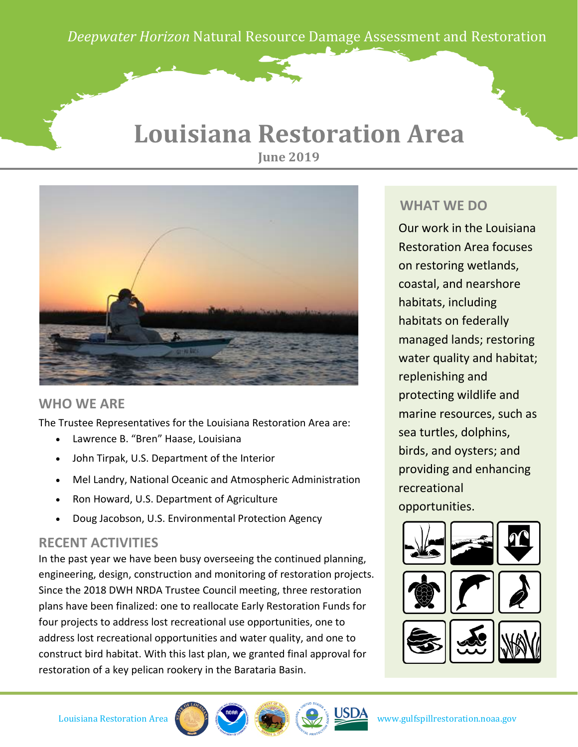*Deepwater Horizon* Natural Resource Damage Assessment and Restoration

# Louisiana Restoration Area

**June 2019**

## WHO WE ARE

The Trustee Representatives for the Louisiana Restoration Area are:

- Lawrence B. "Bren" Haase, Louisiana
- John Tirpak, U.S. Department of the Interior
- Mel Landry, National Oceanic and Atmospheric Administration
- Ron Howard, U.S. Department of Agriculture
- Doug Jacobson, U.S. Environmental Protection Agency

## RECENT ACTIVITIES

In the past year we have been busy overseeing the continued planning, engineering, design, construction and monitoring of restoration projects. Since the 2018 DWH NRDA Trustee Council meeting, three restoration plans have been finalized: one to reallocate Early Restoration Funds for four projects to address lost recreational use opportunities, one to address lost recreational opportunities and water quality, and one to construct bird habitat. With this last plan, we granted final approval for restoration of a key pelican rookery in the Barataria Basin.

## WHAT WE DO

Our work in the Louisiana Restoration Area focuses on restoring wetlands, coastal, and nearshore habitats, including habitats on federally managed lands; restoring water quality and habitat; replenishing and protecting wildlife and marine resources, such as sea turtles, dolphins, birds, and oysters; and providing and enhancing recreational opportunities.

Louisiana Restoration Area www.gulfspillrestoration.noaa.gov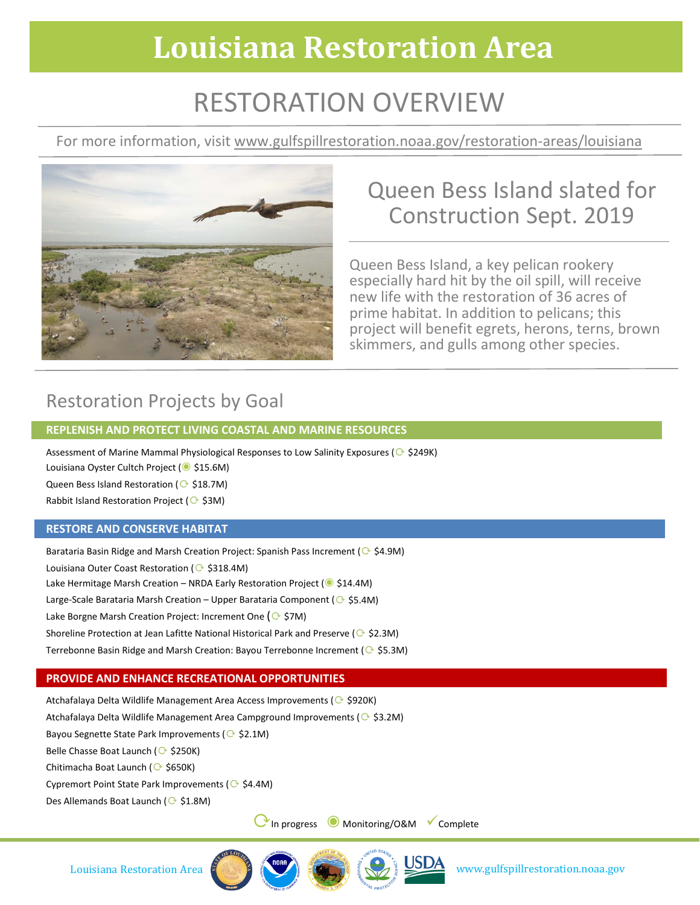# Louisiana Restoration Area

## RESTORATION OVERVIEW

For more information, visit www.gulfspillrestoration.noaa.gov/restoration-areas/louisiana

## Queen Bess Island slated for Construction Sept. 2019

Queen Bess Island, a key pelican rookery especially hard hit by the oil spill, will receive new life with the restoration of 36 acres of prime habitat. In addition to pelicans; this project will benefit egrets, herons, terns, brown skimmers, and gulls among other species.

## Restoration Projects by Goal

### REPLENISH AND PROTECT LIVING COASTAL AND MARINE RESOURCES

- Assessment of Marine Mammal Physiological Responses to Low Salinity Exposures (In progress $249K)
- Louisiana Oyster Cultch Project (Monitoring/O&M $15.6M)
- Queen Bess Island Restoration (In progress $18.7M)
- Rabbit Island Restoration Project (In progress $3M)

### RESTORE AND CONSERVE HABITAT

- Barataria Basin Ridge and Marsh Creation Project: Spanish Pass Increment (In progress $4.9M)
- Louisiana Outer Coast Restoration (In progress $318.4M)
- Lake Hermitage Marsh Creation – NRDA Early Restoration Project (Monitoring/O&M $14.4M)
- Large-Scale Barataria Marsh Creation – Upper Barataria Component (In progress $5.4M)
- Lake Borgne Marsh Creation Project: Increment One (In progress $7M)
- Shoreline Protection at Jean Lafitte National Historical Park and Preserve (In progress $2.3M)
- Terrebonne Basin Ridge and Marsh Creation: Bayou Terrebonne Increment (In progress $5.3M)

### PROVIDE AND ENHANCE RECREATIONAL OPPORTUNITIES

- Atchafalaya Delta Wildlife Management Area Access Improvements (In progress $920K)
- Atchafalaya Delta Wildlife Management Area Campground Improvements (In progress $3.2M)
- Bayou Segnette State Park Improvements (In progress $2.1M)
- Belle Chasse Boat Launch (In progress $250K)
- Chitimacha Boat Launch (In progress $650K)
- Cypremort Point State Park Improvements (In progress $4.4M)
- Des Allemands Boat Launch (In progress $1.8M)

Legend: In progress · Monitoring/O&M · Complete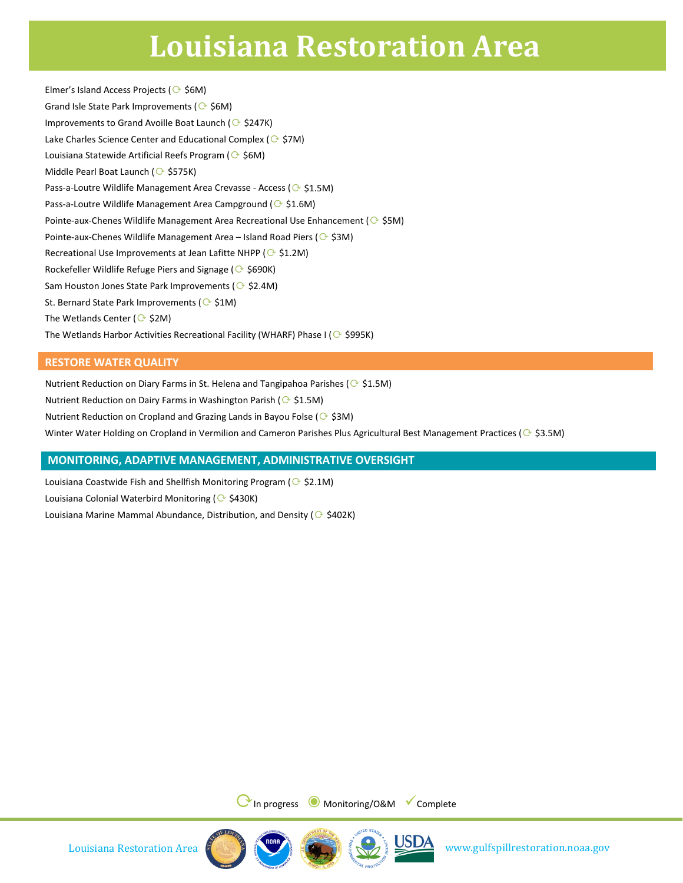# Louisiana Restoration Area

Elmer's Island Access Projects (⟳ $6M)

Grand Isle State Park Improvements (⟳ $6M)

Improvements to Grand Avoille Boat Launch (⟳ $247K)

Lake Charles Science Center and Educational Complex (⟳ $7M)

Louisiana Statewide Artificial Reefs Program (⟳ $6M)

Middle Pearl Boat Launch (⟳ $575K)

Pass-a-Loutre Wildlife Management Area Crevasse - Access (⟳ $1.5M)

Pass-a-Loutre Wildlife Management Area Campground (⟳ $1.6M)

Pointe-aux-Chenes Wildlife Management Area Recreational Use Enhancement (⟳ $5M)

Pointe-aux-Chenes Wildlife Management Area – Island Road Piers (⟳ $3M)

Recreational Use Improvements at Jean Lafitte NHPP (⟳ $1.2M)

Rockefeller Wildlife Refuge Piers and Signage (⟳ $690K)

Sam Houston Jones State Park Improvements (⟳ $2.4M)

St. Bernard State Park Improvements (⟳ $1M)

The Wetlands Center (⟳ $2M)

The Wetlands Harbor Activities Recreational Facility (WHARF) Phase I (⟳ $995K)

## RESTORE WATER QUALITY

Nutrient Reduction on Diary Farms in St. Helena and Tangipahoa Parishes (⟳ $1.5M)

Nutrient Reduction on Dairy Farms in Washington Parish (⟳ $1.5M)

Nutrient Reduction on Cropland and Grazing Lands in Bayou Folse (⟳ $3M)

Winter Water Holding on Cropland in Vermilion and Cameron Parishes Plus Agricultural Best Management Practices (⟳ $3.5M)

## MONITORING, ADAPTIVE MANAGEMENT, ADMINISTRATIVE OVERSIGHT

Louisiana Coastwide Fish and Shellfish Monitoring Program (⟳ $2.1M)

Louisiana Colonial Waterbird Monitoring (⟳ $430K)

Louisiana Marine Mammal Abundance, Distribution, and Density (⟳ $402K)

⟳ In progress ◉ Monitoring/O&M ✓ Complete

Louisiana Restoration Area www.gulfspillrestoration.noaa.gov